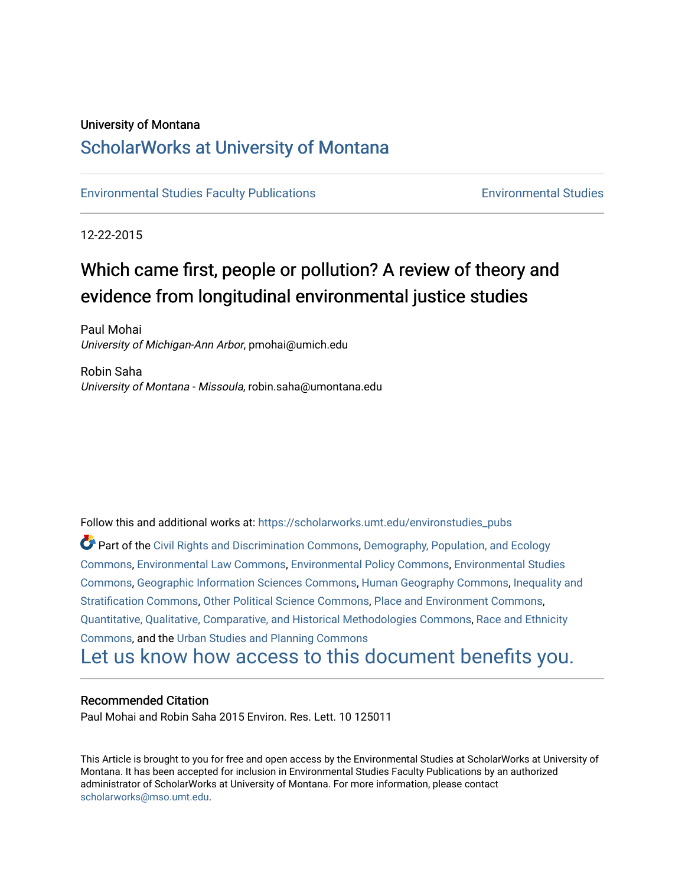University of Montana

# ScholarWorks at University of Montana

Environmental Studies Faculty Publications | Environmental Studies

12-22-2015

## Which came first, people or pollution? A review of theory and evidence from longitudinal environmental justice studies

Paul Mohai
*University of Michigan-Ann Arbor*, pmohai@umich.edu

Robin Saha
*University of Montana - Missoula*, robin.saha@umontana.edu

Follow this and additional works at: https://scholarworks.umt.edu/environstudies_pubs

Part of the Civil Rights and Discrimination Commons, Demography, Population, and Ecology Commons, Environmental Law Commons, Environmental Policy Commons, Environmental Studies Commons, Geographic Information Sciences Commons, Human Geography Commons, Inequality and Stratification Commons, Other Political Science Commons, Place and Environment Commons, Quantitative, Qualitative, Comparative, and Historical Methodologies Commons, Race and Ethnicity Commons, and the Urban Studies and Planning Commons

Let us know how access to this document benefits you.

### Recommended Citation

Paul Mohai and Robin Saha 2015 Environ. Res. Lett. 10 125011

This Article is brought to you for free and open access by the Environmental Studies at ScholarWorks at University of Montana. It has been accepted for inclusion in Environmental Studies Faculty Publications by an authorized administrator of ScholarWorks at University of Montana. For more information, please contact scholarworks@mso.umt.edu.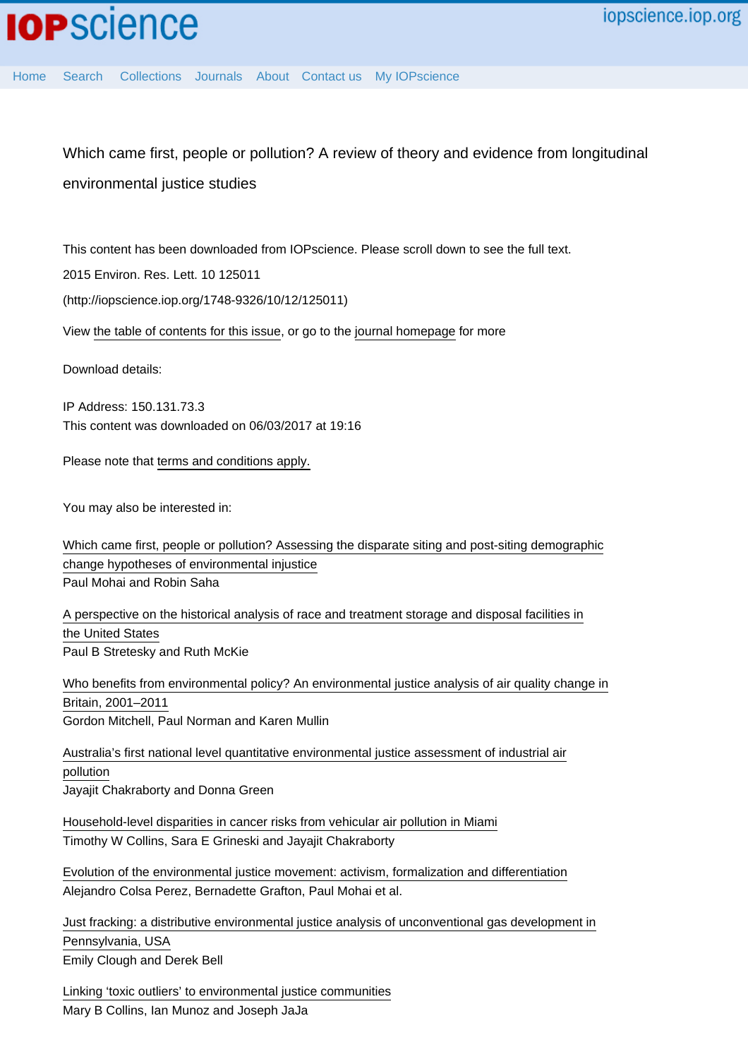# Which came first, people or pollution? A review of theory and evidence from longitudinal environmental justice studies

This content has been downloaded from IOPscience. Please scroll down to see the full text.

2015 Environ. Res. Lett. 10 125011

(http://iopscience.iop.org/1748-9326/10/12/125011)

View the table of contents for this issue, or go to the journal homepage for more

Download details:

IP Address: 150.131.73.3

This content was downloaded on 06/03/2017 at 19:16

Please note that terms and conditions apply.

You may also be interested in:

Which came first, people or pollution? Assessing the disparate siting and post-siting demographic change hypotheses of environmental injustice
Paul Mohai and Robin Saha

A perspective on the historical analysis of race and treatment storage and disposal facilities in the United States
Paul B Stretesky and Ruth McKie

Who benefits from environmental policy? An environmental justice analysis of air quality change in Britain, 2001–2011
Gordon Mitchell, Paul Norman and Karen Mullin

Australia's first national level quantitative environmental justice assessment of industrial air pollution
Jayajit Chakraborty and Donna Green

Household-level disparities in cancer risks from vehicular air pollution in Miami
Timothy W Collins, Sara E Grineski and Jayajit Chakraborty

Evolution of the environmental justice movement: activism, formalization and differentiation
Alejandro Colsa Perez, Bernadette Grafton, Paul Mohai et al.

Just fracking: a distributive environmental justice analysis of unconventional gas development in Pennsylvania, USA
Emily Clough and Derek Bell

Linking 'toxic outliers' to environmental justice communities
Mary B Collins, Ian Munoz and Joseph JaJa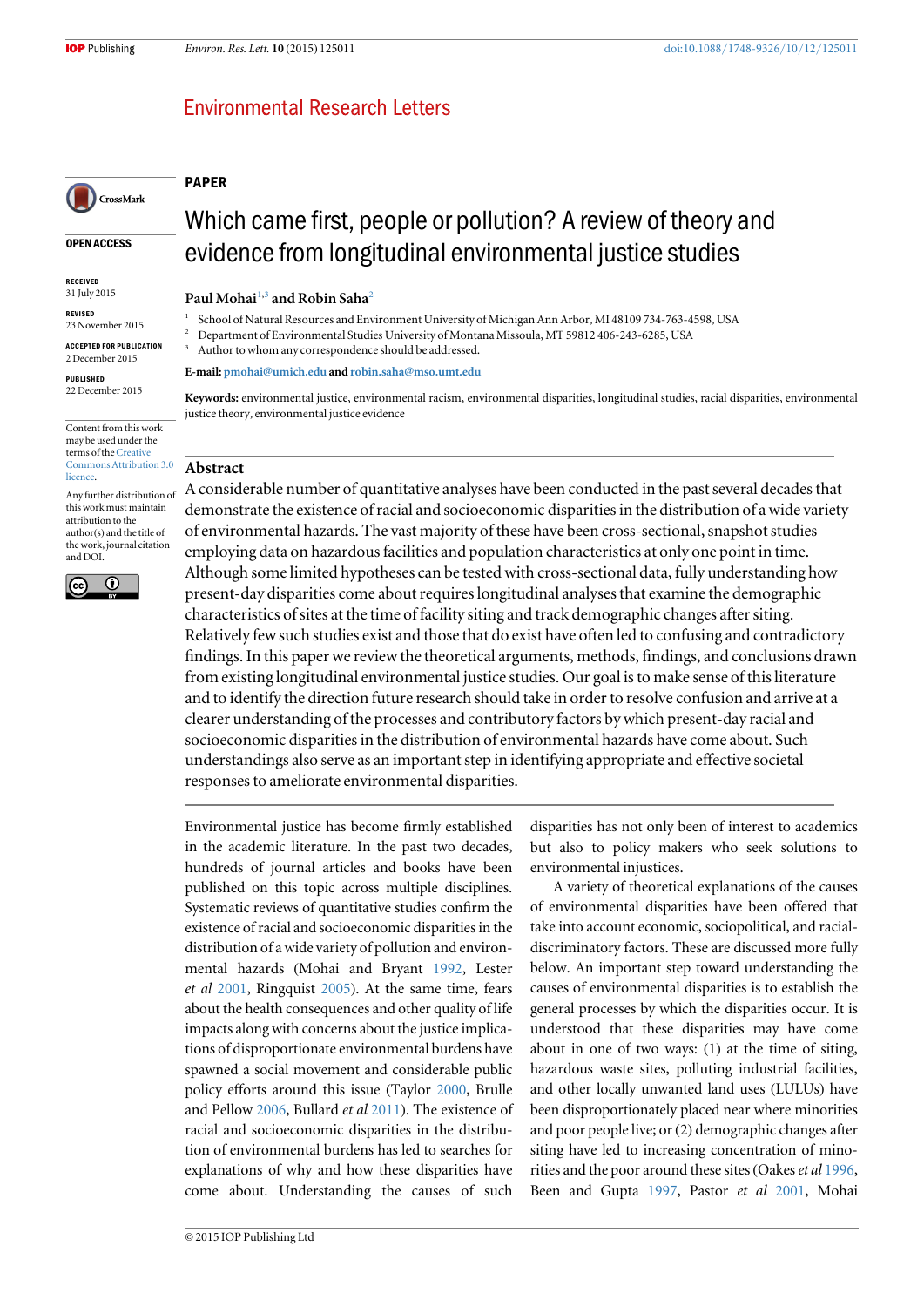**PAPER**

# Which came first, people or pollution? A review of theory and evidence from longitudinal environmental justice studies

**Paul Mohai**[1,3] **and Robin Saha**[2]

[1] School of Natural Resources and Environment University of Michigan Ann Arbor, MI 48109 734-763-4598, USA

[2] Department of Environmental Studies University of Montana Missoula, MT 59812 406-243-6285, USA

[3] Author to whom any correspondence should be addressed.

**E-mail:** pmohai@umich.edu and robin.saha@mso.umt.edu

**Keywords:** environmental justice, environmental racism, environmental disparities, longitudinal studies, racial disparities, environmental justice theory, environmental justice evidence

OPEN ACCESS

RECEIVED
31 July 2015

REVISED
23 November 2015

ACCEPTED FOR PUBLICATION
2 December 2015

PUBLISHED
22 December 2015

Content from this work may be used under the terms of the Creative Commons Attribution 3.0 licence.

Any further distribution of this work must maintain attribution to the author(s) and the title of the work, journal citation and DOI.

## Abstract

A considerable number of quantitative analyses have been conducted in the past several decades that demonstrate the existence of racial and socioeconomic disparities in the distribution of a wide variety of environmental hazards. The vast majority of these have been cross-sectional, snapshot studies employing data on hazardous facilities and population characteristics at only one point in time. Although some limited hypotheses can be tested with cross-sectional data, fully understanding how present-day disparities come about requires longitudinal analyses that examine the demographic characteristics of sites at the time of facility siting and track demographic changes after siting. Relatively few such studies exist and those that do exist have often led to confusing and contradictory findings. In this paper we review the theoretical arguments, methods, findings, and conclusions drawn from existing longitudinal environmental justice studies. Our goal is to make sense of this literature and to identify the direction future research should take in order to resolve confusion and arrive at a clearer understanding of the processes and contributory factors by which present-day racial and socioeconomic disparities in the distribution of environmental hazards have come about. Such understandings also serve as an important step in identifying appropriate and effective societal responses to ameliorate environmental disparities.

Environmental justice has become firmly established in the academic literature. In the past two decades, hundreds of journal articles and books have been published on this topic across multiple disciplines. Systematic reviews of quantitative studies confirm the existence of racial and socioeconomic disparities in the distribution of a wide variety of pollution and environmental hazards (Mohai and Bryant 1992, Lester *et al* 2001, Ringquist 2005). At the same time, fears about the health consequences and other quality of life impacts along with concerns about the justice implications of disproportionate environmental burdens have spawned a social movement and considerable public policy efforts around this issue (Taylor 2000, Brulle and Pellow 2006, Bullard *et al* 2011). The existence of racial and socioeconomic disparities in the distribution of environmental burdens has led to searches for explanations of why and how these disparities have come about. Understanding the causes of such disparities has not only been of interest to academics but also to policy makers who seek solutions to environmental injustices.

A variety of theoretical explanations of the causes of environmental disparities have been offered that take into account economic, sociopolitical, and racial-discriminatory factors. These are discussed more fully below. An important step toward understanding the causes of environmental disparities is to establish the general processes by which the disparities occur. It is understood that these disparities may have come about in one of two ways: (1) at the time of siting, hazardous waste sites, polluting industrial facilities, and other locally unwanted land uses (LULUs) have been disproportionately placed near where minorities and poor people live; or (2) demographic changes after siting have led to increasing concentration of minorities and the poor around these sites (Oakes *et al* 1996, Been and Gupta 1997, Pastor *et al* 2001, Mohai

© 2015 IOP Publishing Ltd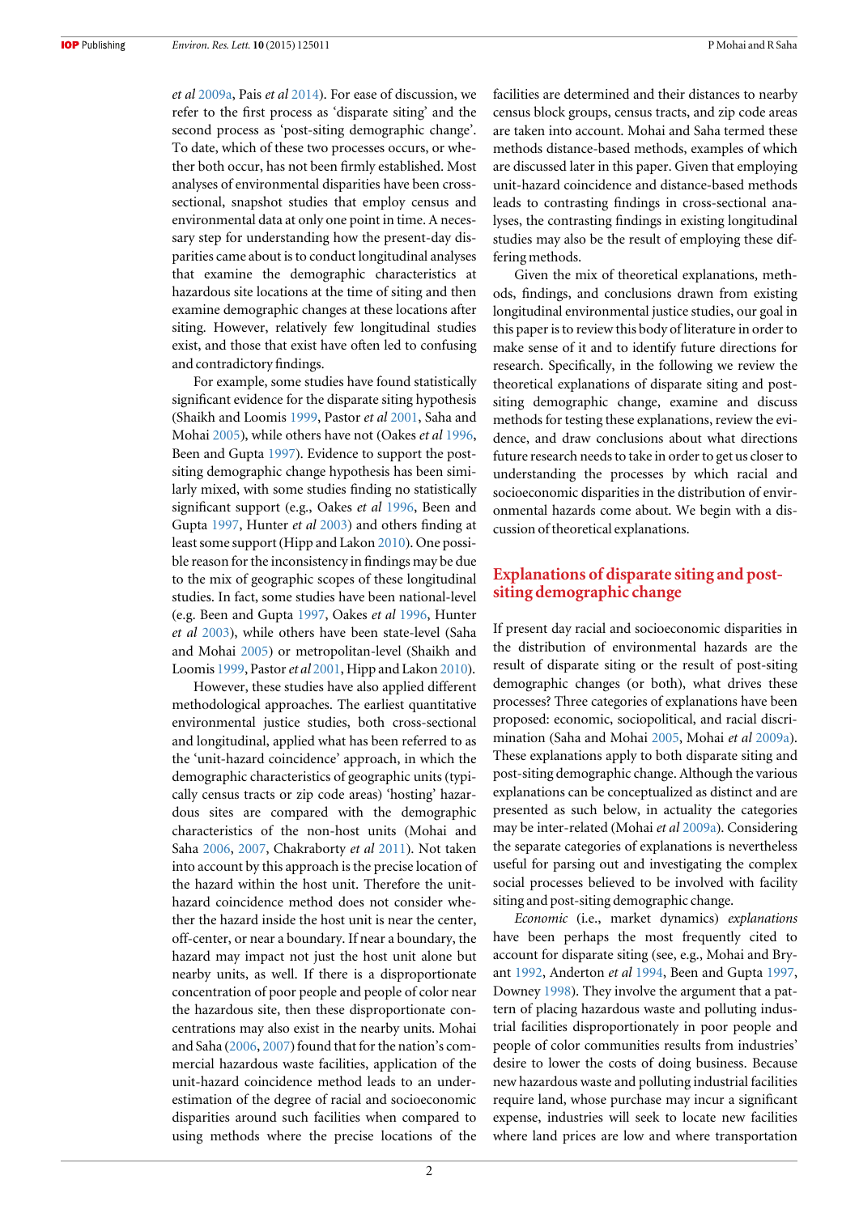et al 2009a, Pais et al 2014). For ease of discussion, we refer to the first process as 'disparate siting' and the second process as 'post-siting demographic change'. To date, which of these two processes occurs, or whether both occur, has not been firmly established. Most analyses of environmental disparities have been cross-sectional, snapshot studies that employ census and environmental data at only one point in time. A necessary step for understanding how the present-day disparities came about is to conduct longitudinal analyses that examine the demographic characteristics at hazardous site locations at the time of siting and then examine demographic changes at these locations after siting. However, relatively few longitudinal studies exist, and those that exist have often led to confusing and contradictory findings.

For example, some studies have found statistically significant evidence for the disparate siting hypothesis (Shaikh and Loomis 1999, Pastor et al 2001, Saha and Mohai 2005), while others have not (Oakes et al 1996, Been and Gupta 1997). Evidence to support the post-siting demographic change hypothesis has been similarly mixed, with some studies finding no statistically significant support (e.g., Oakes et al 1996, Been and Gupta 1997, Hunter et al 2003) and others finding at least some support (Hipp and Lakon 2010). One possible reason for the inconsistency in findings may be due to the mix of geographic scopes of these longitudinal studies. In fact, some studies have been national-level (e.g. Been and Gupta 1997, Oakes et al 1996, Hunter et al 2003), while others have been state-level (Saha and Mohai 2005) or metropolitan-level (Shaikh and Loomis 1999, Pastor et al 2001, Hipp and Lakon 2010).

However, these studies have also applied different methodological approaches. The earliest quantitative environmental justice studies, both cross-sectional and longitudinal, applied what has been referred to as the 'unit-hazard coincidence' approach, in which the demographic characteristics of geographic units (typically census tracts or zip code areas) 'hosting' hazardous sites are compared with the demographic characteristics of the non-host units (Mohai and Saha 2006, 2007, Chakraborty et al 2011). Not taken into account by this approach is the precise location of the hazard within the host unit. Therefore the unit-hazard coincidence method does not consider whether the hazard inside the host unit is near the center, off-center, or near a boundary. If near a boundary, the hazard may impact not just the host unit alone but nearby units, as well. If there is a disproportionate concentration of poor people and people of color near the hazardous site, then these disproportionate concentrations may also exist in the nearby units. Mohai and Saha (2006, 2007) found that for the nation's commercial hazardous waste facilities, application of the unit-hazard coincidence method leads to an underestimation of the degree of racial and socioeconomic disparities around such facilities when compared to using methods where the precise locations of the facilities are determined and their distances to nearby census block groups, census tracts, and zip code areas are taken into account. Mohai and Saha termed these methods distance-based methods, examples of which are discussed later in this paper. Given that employing unit-hazard coincidence and distance-based methods leads to contrasting findings in cross-sectional analyses, the contrasting findings in existing longitudinal studies may also be the result of employing these differing methods.

Given the mix of theoretical explanations, methods, findings, and conclusions drawn from existing longitudinal environmental justice studies, our goal in this paper is to review this body of literature in order to make sense of it and to identify future directions for research. Specifically, in the following we review the theoretical explanations of disparate siting and post-siting demographic change, examine and discuss methods for testing these explanations, review the evidence, and draw conclusions about what directions future research needs to take in order to get us closer to understanding the processes by which racial and socioeconomic disparities in the distribution of environmental hazards come about. We begin with a discussion of theoretical explanations.

## Explanations of disparate siting and post-siting demographic change

If present day racial and socioeconomic disparities in the distribution of environmental hazards are the result of disparate siting or the result of post-siting demographic changes (or both), what drives these processes? Three categories of explanations have been proposed: economic, sociopolitical, and racial discrimination (Saha and Mohai 2005, Mohai et al 2009a). These explanations apply to both disparate siting and post-siting demographic change. Although the various explanations can be conceptualized as distinct and are presented as such below, in actuality the categories may be inter-related (Mohai et al 2009a). Considering the separate categories of explanations is nevertheless useful for parsing out and investigating the complex social processes believed to be involved with facility siting and post-siting demographic change.

*Economic* (i.e., market dynamics) *explanations* have been perhaps the most frequently cited to account for disparate siting (see, e.g., Mohai and Bryant 1992, Anderton et al 1994, Been and Gupta 1997, Downey 1998). They involve the argument that a pattern of placing hazardous waste and polluting industrial facilities disproportionately in poor people and people of color communities results from industries' desire to lower the costs of doing business. Because new hazardous waste and polluting industrial facilities require land, whose purchase may incur a significant expense, industries will seek to locate new facilities where land prices are low and where transportation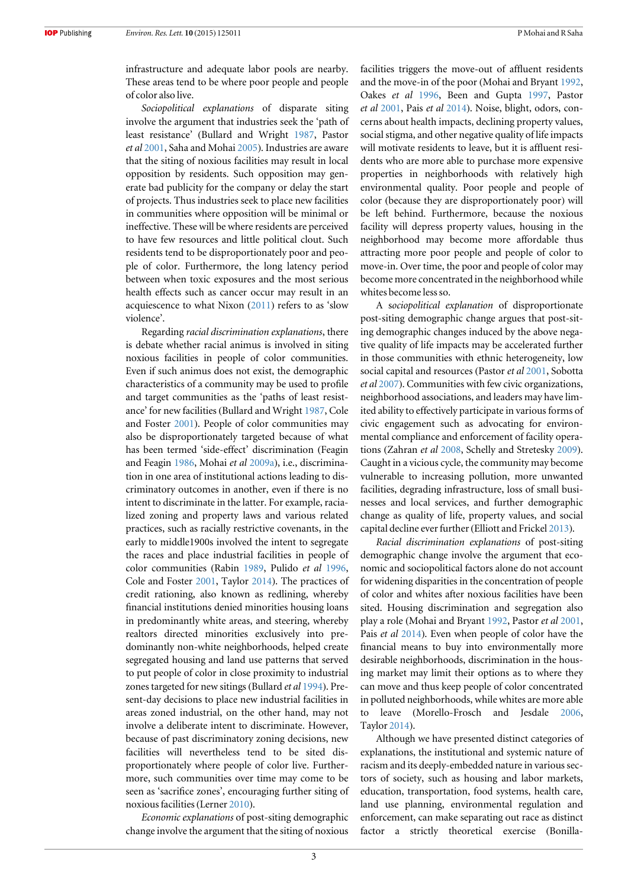infrastructure and adequate labor pools are nearby. These areas tend to be where poor people and people of color also live.

*Sociopolitical explanations* of disparate siting involve the argument that industries seek the 'path of least resistance' (Bullard and Wright 1987, Pastor *et al* 2001, Saha and Mohai 2005). Industries are aware that the siting of noxious facilities may result in local opposition by residents. Such opposition may generate bad publicity for the company or delay the start of projects. Thus industries seek to place new facilities in communities where opposition will be minimal or ineffective. These will be where residents are perceived to have few resources and little political clout. Such residents tend to be disproportionately poor and people of color. Furthermore, the long latency period between when toxic exposures and the most serious health effects such as cancer occur may result in an acquiescence to what Nixon (2011) refers to as 'slow violence'.

Regarding *racial discrimination explanations*, there is debate whether racial animus is involved in siting noxious facilities in people of color communities. Even if such animus does not exist, the demographic characteristics of a community may be used to profile and target communities as the 'paths of least resistance' for new facilities (Bullard and Wright 1987, Cole and Foster 2001). People of color communities may also be disproportionately targeted because of what has been termed 'side-effect' discrimination (Feagin and Feagin 1986, Mohai *et al* 2009a), i.e., discrimination in one area of institutional actions leading to discriminatory outcomes in another, even if there is no intent to discriminate in the latter. For example, racialized zoning and property laws and various related practices, such as racially restrictive covenants, in the early to middle1900s involved the intent to segregate the races and place industrial facilities in people of color communities (Rabin 1989, Pulido *et al* 1996, Cole and Foster 2001, Taylor 2014). The practices of credit rationing, also known as redlining, whereby financial institutions denied minorities housing loans in predominantly white areas, and steering, whereby realtors directed minorities exclusively into predominantly non-white neighborhoods, helped create segregated housing and land use patterns that served to put people of color in close proximity to industrial zones targeted for new sitings (Bullard *et al* 1994). Present-day decisions to place new industrial facilities in areas zoned industrial, on the other hand, may not involve a deliberate intent to discriminate. However, because of past discriminatory zoning decisions, new facilities will nevertheless tend to be sited disproportionately where people of color live. Furthermore, such communities over time may come to be seen as 'sacrifice zones', encouraging further siting of noxious facilities (Lerner 2010).

*Economic explanations* of post-siting demographic change involve the argument that the siting of noxious facilities triggers the move-out of affluent residents and the move-in of the poor (Mohai and Bryant 1992, Oakes *et al* 1996, Been and Gupta 1997, Pastor *et al* 2001, Pais *et al* 2014). Noise, blight, odors, concerns about health impacts, declining property values, social stigma, and other negative quality of life impacts will motivate residents to leave, but it is affluent residents who are more able to purchase more expensive properties in neighborhoods with relatively high environmental quality. Poor people and people of color (because they are disproportionately poor) will be left behind. Furthermore, because the noxious facility will depress property values, housing in the neighborhood may become more affordable thus attracting more poor people and people of color to move-in. Over time, the poor and people of color may become more concentrated in the neighborhood while whites become less so.

A *sociopolitical explanation* of disproportionate post-siting demographic change argues that post-siting demographic changes induced by the above negative quality of life impacts may be accelerated further in those communities with ethnic heterogeneity, low social capital and resources (Pastor *et al* 2001, Sobotta *et al* 2007). Communities with few civic organizations, neighborhood associations, and leaders may have limited ability to effectively participate in various forms of civic engagement such as advocating for environmental compliance and enforcement of facility operations (Zahran *et al* 2008, Schelly and Stretesky 2009). Caught in a vicious cycle, the community may become vulnerable to increasing pollution, more unwanted facilities, degrading infrastructure, loss of small businesses and local services, and further demographic change as quality of life, property values, and social capital decline ever further (Elliott and Frickel 2013).

*Racial discrimination explanations* of post-siting demographic change involve the argument that economic and sociopolitical factors alone do not account for widening disparities in the concentration of people of color and whites after noxious facilities have been sited. Housing discrimination and segregation also play a role (Mohai and Bryant 1992, Pastor *et al* 2001, Pais *et al* 2014). Even when people of color have the financial means to buy into environmentally more desirable neighborhoods, discrimination in the housing market may limit their options as to where they can move and thus keep people of color concentrated in polluted neighborhoods, while whites are more able to leave (Morello-Frosch and Jesdale 2006, Taylor 2014).

Although we have presented distinct categories of explanations, the institutional and systemic nature of racism and its deeply-embedded nature in various sectors of society, such as housing and labor markets, education, transportation, food systems, health care, land use planning, environmental regulation and enforcement, can make separating out race as distinct factor a strictly theoretical exercise (Bonilla-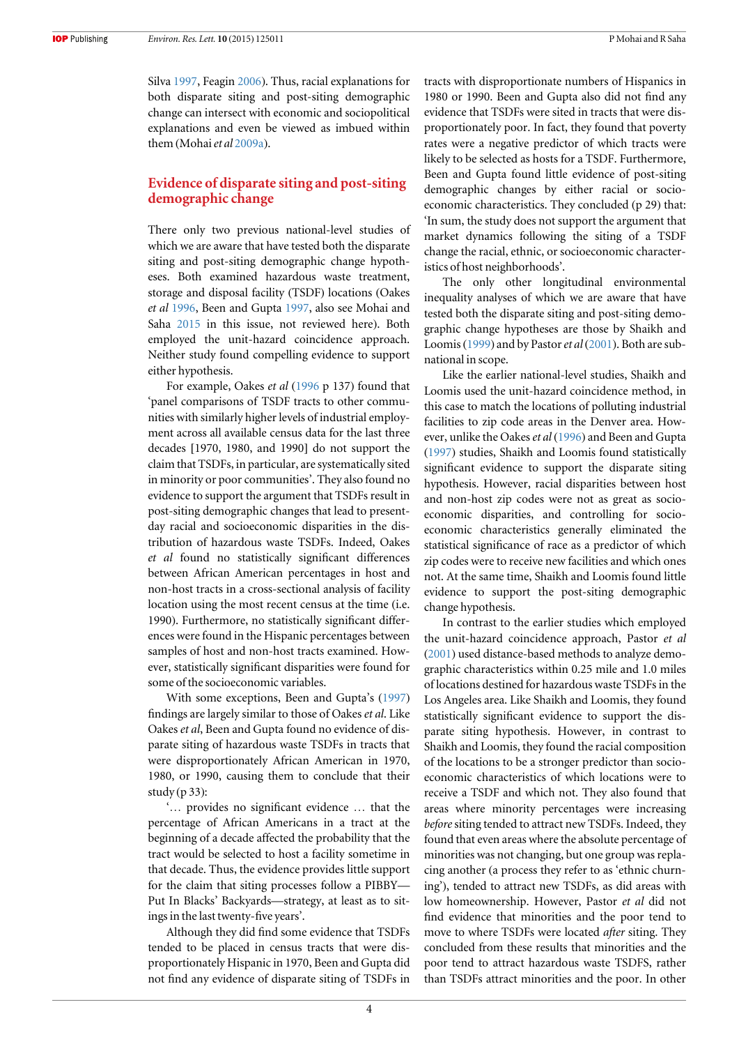Silva 1997, Feagin 2006). Thus, racial explanations for both disparate siting and post-siting demographic change can intersect with economic and sociopolitical explanations and even be viewed as imbued within them (Mohai *et al* 2009a).

## Evidence of disparate siting and post-siting demographic change

There only two previous national-level studies of which we are aware that have tested both the disparate siting and post-siting demographic change hypotheses. Both examined hazardous waste treatment, storage and disposal facility (TSDF) locations (Oakes *et al* 1996, Been and Gupta 1997, also see Mohai and Saha 2015 in this issue, not reviewed here). Both employed the unit-hazard coincidence approach. Neither study found compelling evidence to support either hypothesis.

For example, Oakes *et al* (1996 p 137) found that 'panel comparisons of TSDF tracts to other communities with similarly higher levels of industrial employment across all available census data for the last three decades [1970, 1980, and 1990] do not support the claim that TSDFs, in particular, are systematically sited in minority or poor communities'. They also found no evidence to support the argument that TSDFs result in post-siting demographic changes that lead to present-day racial and socioeconomic disparities in the distribution of hazardous waste TSDFs. Indeed, Oakes *et al* found no statistically significant differences between African American percentages in host and non-host tracts in a cross-sectional analysis of facility location using the most recent census at the time (i.e. 1990). Furthermore, no statistically significant differences were found in the Hispanic percentages between samples of host and non-host tracts examined. However, statistically significant disparities were found for some of the socioeconomic variables.

With some exceptions, Been and Gupta's (1997) findings are largely similar to those of Oakes *et al*. Like Oakes *et al*, Been and Gupta found no evidence of disparate siting of hazardous waste TSDFs in tracts that were disproportionately African American in 1970, 1980, or 1990, causing them to conclude that their study (p 33):

'… provides no significant evidence … that the percentage of African Americans in a tract at the beginning of a decade affected the probability that the tract would be selected to host a facility sometime in that decade. Thus, the evidence provides little support for the claim that siting processes follow a PIBBY—Put In Blacks' Backyards—strategy, at least as to sitings in the last twenty-five years'.

Although they did find some evidence that TSDFs tended to be placed in census tracts that were disproportionately Hispanic in 1970, Been and Gupta did not find any evidence of disparate siting of TSDFs in tracts with disproportionate numbers of Hispanics in 1980 or 1990. Been and Gupta also did not find any evidence that TSDFs were sited in tracts that were disproportionately poor. In fact, they found that poverty rates were a negative predictor of which tracts were likely to be selected as hosts for a TSDF. Furthermore, Been and Gupta found little evidence of post-siting demographic changes by either racial or socioeconomic characteristics. They concluded (p 29) that: 'In sum, the study does not support the argument that market dynamics following the siting of a TSDF change the racial, ethnic, or socioeconomic characteristics of host neighborhoods'.

The only other longitudinal environmental inequality analyses of which we are aware that have tested both the disparate siting and post-siting demographic change hypotheses are those by Shaikh and Loomis (1999) and by Pastor *et al* (2001). Both are subnational in scope.

Like the earlier national-level studies, Shaikh and Loomis used the unit-hazard coincidence method, in this case to match the locations of polluting industrial facilities to zip code areas in the Denver area. However, unlike the Oakes *et al* (1996) and Been and Gupta (1997) studies, Shaikh and Loomis found statistically significant evidence to support the disparate siting hypothesis. However, racial disparities between host and non-host zip codes were not as great as socioeconomic disparities, and controlling for socioeconomic characteristics generally eliminated the statistical significance of race as a predictor of which zip codes were to receive new facilities and which ones not. At the same time, Shaikh and Loomis found little evidence to support the post-siting demographic change hypothesis.

In contrast to the earlier studies which employed the unit-hazard coincidence approach, Pastor *et al* (2001) used distance-based methods to analyze demographic characteristics within 0.25 mile and 1.0 miles of locations destined for hazardous waste TSDFs in the Los Angeles area. Like Shaikh and Loomis, they found statistically significant evidence to support the disparate siting hypothesis. However, in contrast to Shaikh and Loomis, they found the racial composition of the locations to be a stronger predictor than socioeconomic characteristics of which locations were to receive a TSDF and which not. They also found that areas where minority percentages were increasing *before* siting tended to attract new TSDFs. Indeed, they found that even areas where the absolute percentage of minorities was not changing, but one group was replacing another (a process they refer to as 'ethnic churning'), tended to attract new TSDFs, as did areas with low homeownership. However, Pastor *et al* did not find evidence that minorities and the poor tend to move to where TSDFs were located *after* siting. They concluded from these results that minorities and the poor tend to attract hazardous waste TSDFS, rather than TSDFs attract minorities and the poor. In other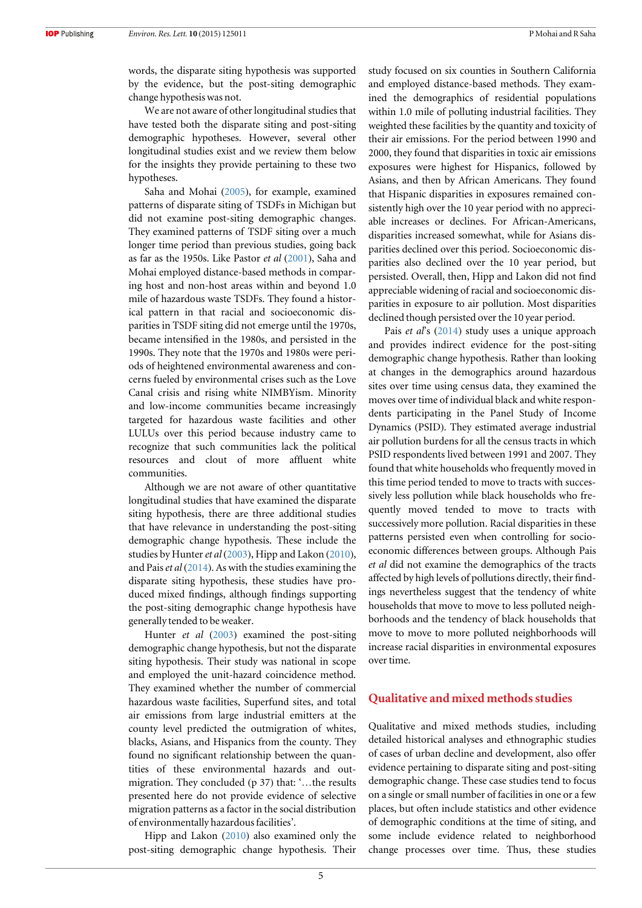words, the disparate siting hypothesis was supported by the evidence, but the post-siting demographic change hypothesis was not.

We are not aware of other longitudinal studies that have tested both the disparate siting and post-siting demographic hypotheses. However, several other longitudinal studies exist and we review them below for the insights they provide pertaining to these two hypotheses.

Saha and Mohai (2005), for example, examined patterns of disparate siting of TSDFs in Michigan but did not examine post-siting demographic changes. They examined patterns of TSDF siting over a much longer time period than previous studies, going back as far as the 1950s. Like Pastor *et al* (2001), Saha and Mohai employed distance-based methods in comparing host and non-host areas within and beyond 1.0 mile of hazardous waste TSDFs. They found a historical pattern in that racial and socioeconomic disparities in TSDF siting did not emerge until the 1970s, became intensified in the 1980s, and persisted in the 1990s. They note that the 1970s and 1980s were periods of heightened environmental awareness and concerns fueled by environmental crises such as the Love Canal crisis and rising white NIMBYism. Minority and low-income communities became increasingly targeted for hazardous waste facilities and other LULUs over this period because industry came to recognize that such communities lack the political resources and clout of more affluent white communities.

Although we are not aware of other quantitative longitudinal studies that have examined the disparate siting hypothesis, there are three additional studies that have relevance in understanding the post-siting demographic change hypothesis. These include the studies by Hunter *et al* (2003), Hipp and Lakon (2010), and Pais *et al* (2014). As with the studies examining the disparate siting hypothesis, these studies have produced mixed findings, although findings supporting the post-siting demographic change hypothesis have generally tended to be weaker.

Hunter *et al* (2003) examined the post-siting demographic change hypothesis, but not the disparate siting hypothesis. Their study was national in scope and employed the unit-hazard coincidence method. They examined whether the number of commercial hazardous waste facilities, Superfund sites, and total air emissions from large industrial emitters at the county level predicted the outmigration of whites, blacks, Asians, and Hispanics from the county. They found no significant relationship between the quantities of these environmental hazards and outmigration. They concluded (p 37) that: '…the results presented here do not provide evidence of selective migration patterns as a factor in the social distribution of environmentally hazardous facilities'.

Hipp and Lakon (2010) also examined only the post-siting demographic change hypothesis. Their study focused on six counties in Southern California and employed distance-based methods. They examined the demographics of residential populations within 1.0 mile of polluting industrial facilities. They weighted these facilities by the quantity and toxicity of their air emissions. For the period between 1990 and 2000, they found that disparities in toxic air emissions exposures were highest for Hispanics, followed by Asians, and then by African Americans. They found that Hispanic disparities in exposures remained consistently high over the 10 year period with no appreciable increases or declines. For African-Americans, disparities increased somewhat, while for Asians disparities declined over this period. Socioeconomic disparities also declined over the 10 year period, but persisted. Overall, then, Hipp and Lakon did not find appreciable widening of racial and socioeconomic disparities in exposure to air pollution. Most disparities declined though persisted over the 10 year period.

Pais *et al*'s (2014) study uses a unique approach and provides indirect evidence for the post-siting demographic change hypothesis. Rather than looking at changes in the demographics around hazardous sites over time using census data, they examined the moves over time of individual black and white respondents participating in the Panel Study of Income Dynamics (PSID). They estimated average industrial air pollution burdens for all the census tracts in which PSID respondents lived between 1991 and 2007. They found that white households who frequently moved in this time period tended to move to tracts with successively less pollution while black households who frequently moved tended to move to tracts with successively more pollution. Racial disparities in these patterns persisted even when controlling for socioeconomic differences between groups. Although Pais *et al* did not examine the demographics of the tracts affected by high levels of pollutions directly, their findings nevertheless suggest that the tendency of white households that move to move to less polluted neighborhoods and the tendency of black households that move to move to more polluted neighborhoods will increase racial disparities in environmental exposures over time.

## Qualitative and mixed methods studies

Qualitative and mixed methods studies, including detailed historical analyses and ethnographic studies of cases of urban decline and development, also offer evidence pertaining to disparate siting and post-siting demographic change. These case studies tend to focus on a single or small number of facilities in one or a few places, but often include statistics and other evidence of demographic conditions at the time of siting, and some include evidence related to neighborhood change processes over time. Thus, these studies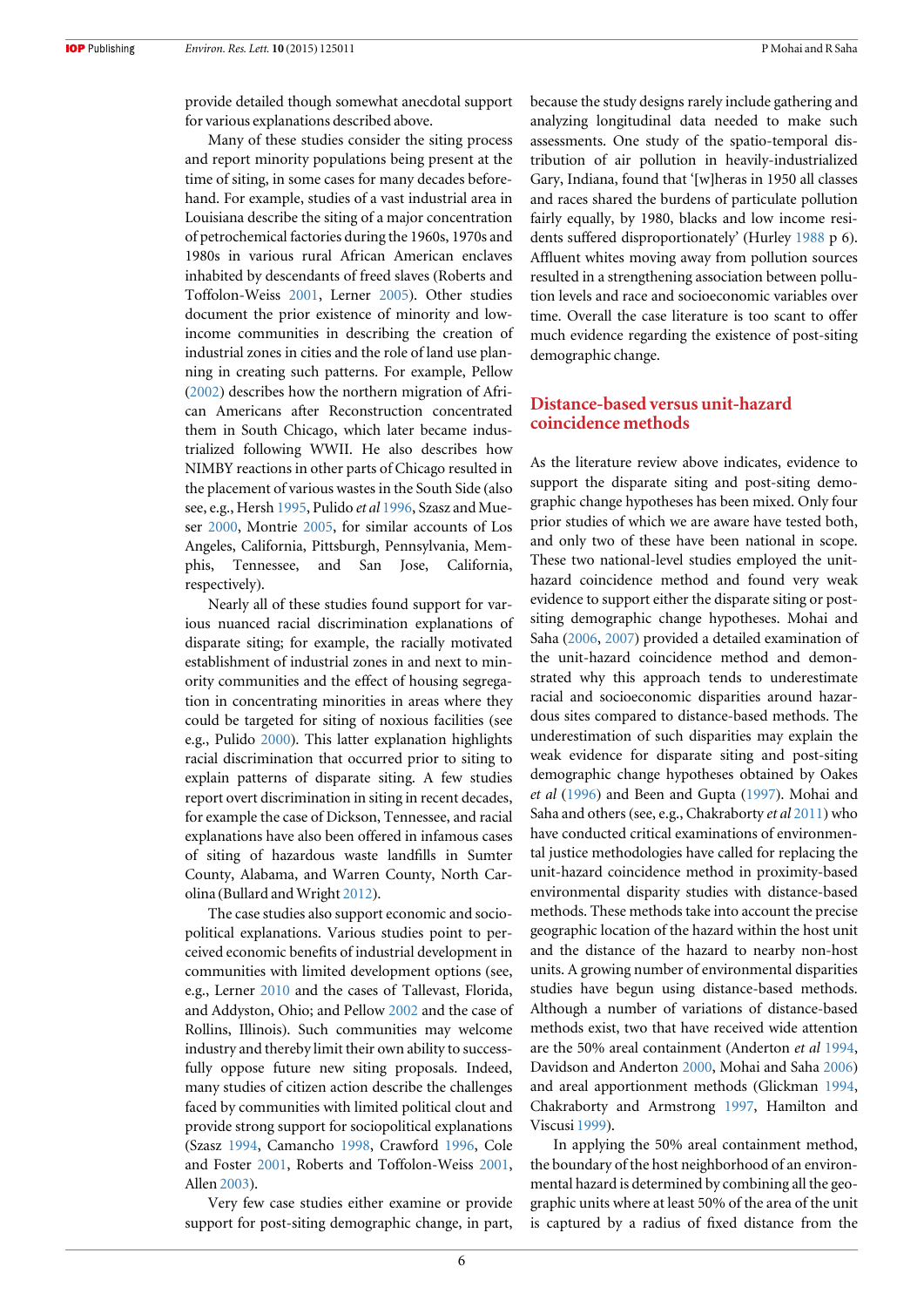provide detailed though somewhat anecdotal support for various explanations described above.

Many of these studies consider the siting process and report minority populations being present at the time of siting, in some cases for many decades beforehand. For example, studies of a vast industrial area in Louisiana describe the siting of a major concentration of petrochemical factories during the 1960s, 1970s and 1980s in various rural African American enclaves inhabited by descendants of freed slaves (Roberts and Toffolon-Weiss 2001, Lerner 2005). Other studies document the prior existence of minority and low-income communities in describing the creation of industrial zones in cities and the role of land use planning in creating such patterns. For example, Pellow (2002) describes how the northern migration of African Americans after Reconstruction concentrated them in South Chicago, which later became industrialized following WWII. He also describes how NIMBY reactions in other parts of Chicago resulted in the placement of various wastes in the South Side (also see, e.g., Hersh 1995, Pulido *et al* 1996, Szasz and Meuser 2000, Montrie 2005, for similar accounts of Los Angeles, California, Pittsburgh, Pennsylvania, Memphis, Tennessee, and San Jose, California, respectively).

Nearly all of these studies found support for various nuanced racial discrimination explanations of disparate siting; for example, the racially motivated establishment of industrial zones in and next to minority communities and the effect of housing segregation in concentrating minorities in areas where they could be targeted for siting of noxious facilities (see e.g., Pulido 2000). This latter explanation highlights racial discrimination that occurred prior to siting to explain patterns of disparate siting. A few studies report overt discrimination in siting in recent decades, for example the case of Dickson, Tennessee, and racial explanations have also been offered in infamous cases of siting of hazardous waste landfills in Sumter County, Alabama, and Warren County, North Carolina (Bullard and Wright 2012).

The case studies also support economic and sociopolitical explanations. Various studies point to perceived economic benefits of industrial development in communities with limited development options (see, e.g., Lerner 2010 and the cases of Tallevast, Florida, and Addyston, Ohio; and Pellow 2002 and the case of Rollins, Illinois). Such communities may welcome industry and thereby limit their own ability to successfully oppose future new siting proposals. Indeed, many studies of citizen action describe the challenges faced by communities with limited political clout and provide strong support for sociopolitical explanations (Szasz 1994, Camancho 1998, Crawford 1996, Cole and Foster 2001, Roberts and Toffolon-Weiss 2001, Allen 2003).

Very few case studies either examine or provide support for post-siting demographic change, in part, because the study designs rarely include gathering and analyzing longitudinal data needed to make such assessments. One study of the spatio-temporal distribution of air pollution in heavily-industrialized Gary, Indiana, found that '[w]heras in 1950 all classes and races shared the burdens of particulate pollution fairly equally, by 1980, blacks and low income residents suffered disproportionately' (Hurley 1988 p 6). Affluent whites moving away from pollution sources resulted in a strengthening association between pollution levels and race and socioeconomic variables over time. Overall the case literature is too scant to offer much evidence regarding the existence of post-siting demographic change.

## Distance-based versus unit-hazard coincidence methods

As the literature review above indicates, evidence to support the disparate siting and post-siting demographic change hypotheses has been mixed. Only four prior studies of which we are aware have tested both, and only two of these have been national in scope. These two national-level studies employed the unit-hazard coincidence method and found very weak evidence to support either the disparate siting or post-siting demographic change hypotheses. Mohai and Saha (2006, 2007) provided a detailed examination of the unit-hazard coincidence method and demonstrated why this approach tends to underestimate racial and socioeconomic disparities around hazardous sites compared to distance-based methods. The underestimation of such disparities may explain the weak evidence for disparate siting and post-siting demographic change hypotheses obtained by Oakes *et al* (1996) and Been and Gupta (1997). Mohai and Saha and others (see, e.g., Chakraborty *et al* 2011) who have conducted critical examinations of environmental justice methodologies have called for replacing the unit-hazard coincidence method in proximity-based environmental disparity studies with distance-based methods. These methods take into account the precise geographic location of the hazard within the host unit and the distance of the hazard to nearby non-host units. A growing number of environmental disparities studies have begun using distance-based methods. Although a number of variations of distance-based methods exist, two that have received wide attention are the 50% areal containment (Anderton *et al* 1994, Davidson and Anderton 2000, Mohai and Saha 2006) and areal apportionment methods (Glickman 1994, Chakraborty and Armstrong 1997, Hamilton and Viscusi 1999).

In applying the 50% areal containment method, the boundary of the host neighborhood of an environmental hazard is determined by combining all the geographic units where at least 50% of the area of the unit is captured by a radius of fixed distance from the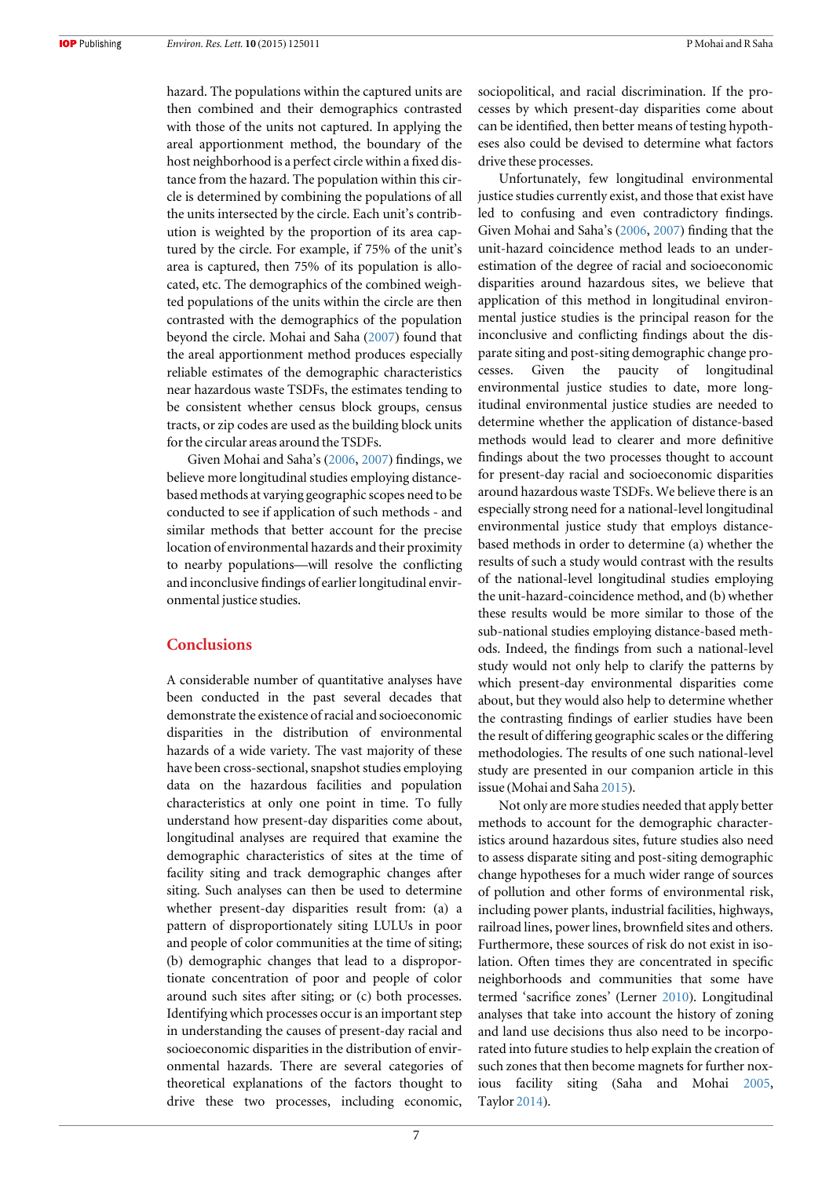hazard. The populations within the captured units are then combined and their demographics contrasted with those of the units not captured. In applying the areal apportionment method, the boundary of the host neighborhood is a perfect circle within a fixed distance from the hazard. The population within this circle is determined by combining the populations of all the units intersected by the circle. Each unit's contribution is weighted by the proportion of its area captured by the circle. For example, if 75% of the unit's area is captured, then 75% of its population is allocated, etc. The demographics of the combined weighted populations of the units within the circle are then contrasted with the demographics of the population beyond the circle. Mohai and Saha (2007) found that the areal apportionment method produces especially reliable estimates of the demographic characteristics near hazardous waste TSDFs, the estimates tending to be consistent whether census block groups, census tracts, or zip codes are used as the building block units for the circular areas around the TSDFs.

Given Mohai and Saha's (2006, 2007) findings, we believe more longitudinal studies employing distance-based methods at varying geographic scopes need to be conducted to see if application of such methods - and similar methods that better account for the precise location of environmental hazards and their proximity to nearby populations—will resolve the conflicting and inconclusive findings of earlier longitudinal environmental justice studies.

## Conclusions

A considerable number of quantitative analyses have been conducted in the past several decades that demonstrate the existence of racial and socioeconomic disparities in the distribution of environmental hazards of a wide variety. The vast majority of these have been cross-sectional, snapshot studies employing data on the hazardous facilities and population characteristics at only one point in time. To fully understand how present-day disparities come about, longitudinal analyses are required that examine the demographic characteristics of sites at the time of facility siting and track demographic changes after siting. Such analyses can then be used to determine whether present-day disparities result from: (a) a pattern of disproportionately siting LULUs in poor and people of color communities at the time of siting; (b) demographic changes that lead to a disproportionate concentration of poor and people of color around such sites after siting; or (c) both processes. Identifying which processes occur is an important step in understanding the causes of present-day racial and socioeconomic disparities in the distribution of environmental hazards. There are several categories of theoretical explanations of the factors thought to drive these two processes, including economic, sociopolitical, and racial discrimination. If the processes by which present-day disparities come about can be identified, then better means of testing hypotheses also could be devised to determine what factors drive these processes.

Unfortunately, few longitudinal environmental justice studies currently exist, and those that exist have led to confusing and even contradictory findings. Given Mohai and Saha's (2006, 2007) finding that the unit-hazard coincidence method leads to an underestimation of the degree of racial and socioeconomic disparities around hazardous sites, we believe that application of this method in longitudinal environmental justice studies is the principal reason for the inconclusive and conflicting findings about the disparate siting and post-siting demographic change processes. Given the paucity of longitudinal environmental justice studies to date, more longitudinal environmental justice studies are needed to determine whether the application of distance-based methods would lead to clearer and more definitive findings about the two processes thought to account for present-day racial and socioeconomic disparities around hazardous waste TSDFs. We believe there is an especially strong need for a national-level longitudinal environmental justice study that employs distance-based methods in order to determine (a) whether the results of such a study would contrast with the results of the national-level longitudinal studies employing the unit-hazard-coincidence method, and (b) whether these results would be more similar to those of the sub-national studies employing distance-based methods. Indeed, the findings from such a national-level study would not only help to clarify the patterns by which present-day environmental disparities come about, but they would also help to determine whether the contrasting findings of earlier studies have been the result of differing geographic scales or the differing methodologies. The results of one such national-level study are presented in our companion article in this issue (Mohai and Saha 2015).

Not only are more studies needed that apply better methods to account for the demographic characteristics around hazardous sites, future studies also need to assess disparate siting and post-siting demographic change hypotheses for a much wider range of sources of pollution and other forms of environmental risk, including power plants, industrial facilities, highways, railroad lines, power lines, brownfield sites and others. Furthermore, these sources of risk do not exist in isolation. Often times they are concentrated in specific neighborhoods and communities that some have termed 'sacrifice zones' (Lerner 2010). Longitudinal analyses that take into account the history of zoning and land use decisions thus also need to be incorporated into future studies to help explain the creation of such zones that then become magnets for further noxious facility siting (Saha and Mohai 2005, Taylor 2014).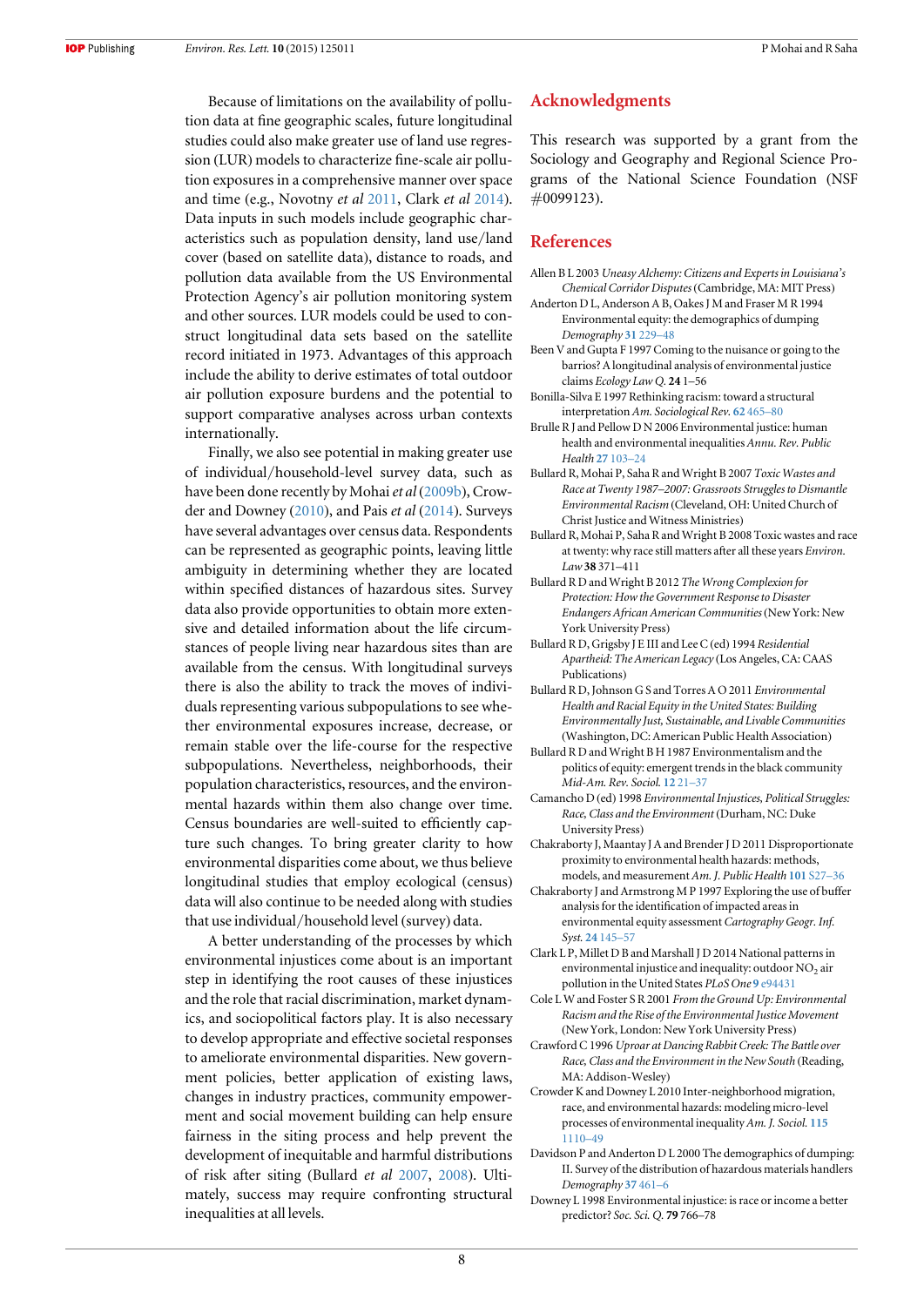Because of limitations on the availability of pollution data at fine geographic scales, future longitudinal studies could also make greater use of land use regression (LUR) models to characterize fine-scale air pollution exposures in a comprehensive manner over space and time (e.g., Novotny *et al* 2011, Clark *et al* 2014). Data inputs in such models include geographic characteristics such as population density, land use/land cover (based on satellite data), distance to roads, and pollution data available from the US Environmental Protection Agency's air pollution monitoring system and other sources. LUR models could be used to construct longitudinal data sets based on the satellite record initiated in 1973. Advantages of this approach include the ability to derive estimates of total outdoor air pollution exposure burdens and the potential to support comparative analyses across urban contexts internationally.

Finally, we also see potential in making greater use of individual/household-level survey data, such as have been done recently by Mohai *et al* (2009b), Crowder and Downey (2010), and Pais *et al* (2014). Surveys have several advantages over census data. Respondents can be represented as geographic points, leaving little ambiguity in determining whether they are located within specified distances of hazardous sites. Survey data also provide opportunities to obtain more extensive and detailed information about the life circumstances of people living near hazardous sites than are available from the census. With longitudinal surveys there is also the ability to track the moves of individuals representing various subpopulations to see whether their environmental exposures increase, decrease, or remain stable over the life-course for the respective subpopulations. Nevertheless, neighborhoods, their population characteristics, resources, and the environmental hazards within them also change over time. Census boundaries are well-suited to efficiently capture such changes. To bring greater clarity to how environmental disparities come about, we thus believe longitudinal studies that employ ecological (census) data will also continue to be needed along with studies that use individual/household level (survey) data.

A better understanding of the processes by which environmental injustices come about is an important step in identifying the root causes of these injustices and the role that racial discrimination, market dynamics, and sociopolitical factors play. It is also necessary to develop appropriate and effective societal responses to ameliorate environmental disparities. New government policies, better application of existing laws, changes in industry practices, community empowerment and social movement building can help ensure fairness in the siting process and help prevent the development of inequitable and harmful distributions of risk after siting (Bullard *et al* 2007, 2008). Ultimately, success may require confronting structural inequalities at all levels.

## Acknowledgments

This research was supported by a grant from the Sociology and Geography and Regional Science Programs of the National Science Foundation (NSF #0099123).

## References

Allen B L 2003 *Uneasy Alchemy: Citizens and Experts in Louisiana's Chemical Corridor Disputes* (Cambridge, MA: MIT Press)

Anderton D L, Anderson A B, Oakes J M and Fraser M R 1994 Environmental equity: the demographics of dumping *Demography* **31** 229–48

Been V and Gupta F 1997 Coming to the nuisance or going to the barrios? A longitudinal analysis of environmental justice claims *Ecology Law Q.* **24** 1–56

Bonilla-Silva E 1997 Rethinking racism: toward a structural interpretation *Am. Sociological Rev.* **62** 465–80

Brulle R J and Pellow D N 2006 Environmental justice: human health and environmental inequalities *Annu. Rev. Public Health* **27** 103–24

Bullard R, Mohai P, Saha R and Wright B 2007 *Toxic Wastes and Race at Twenty 1987–2007: Grassroots Struggles to Dismantle Environmental Racism* (Cleveland, OH: United Church of Christ Justice and Witness Ministries)

Bullard R, Mohai P, Saha R and Wright B 2008 Toxic wastes and race at twenty: why race still matters after all these years *Environ. Law* **38** 371–411

Bullard R D and Wright B 2012 *The Wrong Complexion for Protection: How the Government Response to Disaster Endangers African American Communities* (New York: New York University Press)

Bullard R D, Grigsby J E III and Lee C (ed) 1994 *Residential Apartheid: The American Legacy* (Los Angeles, CA: CAAS Publications)

Bullard R D, Johnson G S and Torres A O 2011 *Environmental Health and Racial Equity in the United States: Building Environmentally Just, Sustainable, and Livable Communities* (Washington, DC: American Public Health Association)

Bullard R D and Wright B H 1987 Environmentalism and the politics of equity: emergent trends in the black community *Mid-Am. Rev. Sociol.* **12** 21–37

Camancho D (ed) 1998 *Environmental Injustices, Political Struggles: Race, Class and the Environment* (Durham, NC: Duke University Press)

Chakraborty J, Maantay J A and Brender J D 2011 Disproportionate proximity to environmental health hazards: methods, models, and measurement *Am. J. Public Health* **101** S27–36

Chakraborty J and Armstrong M P 1997 Exploring the use of buffer analysis for the identification of impacted areas in environmental equity assessment *Cartography Geogr. Inf. Syst.* **24** 145–57

Clark L P, Millet D B and Marshall J D 2014 National patterns in environmental injustice and inequality: outdoor $NO_2$ air pollution in the United States *PLoS One* **9** e94431

Cole L W and Foster S R 2001 *From the Ground Up: Environmental Racism and the Rise of the Environmental Justice Movement* (New York, London: New York University Press)

Crawford C 1996 *Uproar at Dancing Rabbit Creek: The Battle over Race, Class and the Environment in the New South* (Reading, MA: Addison-Wesley)

Crowder K and Downey L 2010 Inter-neighborhood migration, race, and environmental hazards: modeling micro-level processes of environmental inequality *Am. J. Sociol.* **115** 1110–49

Davidson P and Anderton D L 2000 The demographics of dumping: II. Survey of the distribution of hazardous materials handlers *Demography* **37** 461–6

Downey L 1998 Environmental injustice: is race or income a better predictor? *Soc. Sci. Q.* **79** 766–78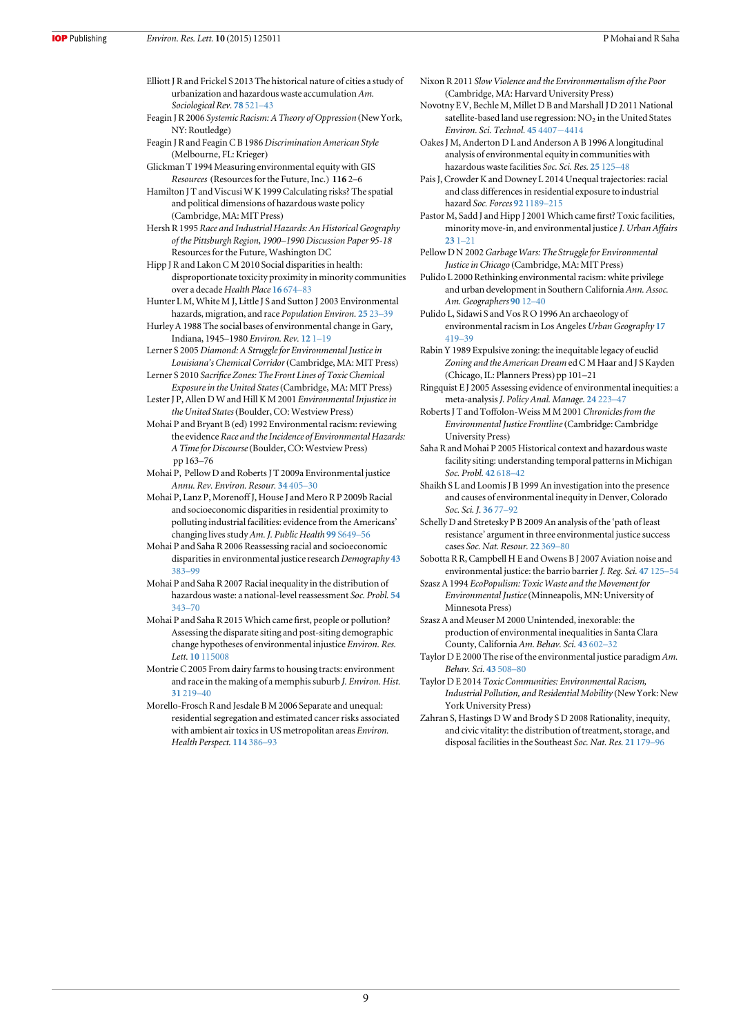Elliott J R and Frickel S 2013 The historical nature of cities a study of urbanization and hazardous waste accumulation *Am. Sociological Rev.* **78** 521–43

Feagin J R 2006 *Systemic Racism: A Theory of Oppression* (New York, NY: Routledge)

Feagin J R and Feagin C B 1986 *Discrimination American Style* (Melbourne, FL: Krieger)

Glickman T 1994 Measuring environmental equity with GIS *Resources* (Resources for the Future, Inc.) **116** 2–6

Hamilton J T and Viscusi W K 1999 Calculating risks? The spatial and political dimensions of hazardous waste policy (Cambridge, MA: MIT Press)

Hersh R 1995 *Race and Industrial Hazards: An Historical Geography of the Pittsburgh Region, 1900–1990 Discussion Paper 95-18* Resources for the Future, Washington DC

Hipp J R and Lakon C M 2010 Social disparities in health: disproportionate toxicity proximity in minority communities over a decade *Health Place* **16** 674–83

Hunter L M, White M J, Little J S and Sutton J 2003 Environmental hazards, migration, and race *Population Environ.* **25** 23–39

Hurley A 1988 The social bases of environmental change in Gary, Indiana, 1945–1980 *Environ. Rev.* **12** 1–19

Lerner S 2005 *Diamond: A Struggle for Environmental Justice in Louisiana's Chemical Corridor* (Cambridge, MA: MIT Press)

Lerner S 2010 *Sacrifice Zones: The Front Lines of Toxic Chemical Exposure in the United States* (Cambridge, MA: MIT Press)

Lester J P, Allen D W and Hill K M 2001 *Environmental Injustice in the United States* (Boulder, CO: Westview Press)

Mohai P and Bryant B (ed) 1992 Environmental racism: reviewing the evidence *Race and the Incidence of Environmental Hazards: A Time for Discourse* (Boulder, CO: Westview Press) pp 163–76

Mohai P, Pellow D and Roberts J T 2009a Environmental justice *Annu. Rev. Environ. Resour.* **34** 405–30

Mohai P, Lanz P, Morenoff J, House J and Mero R P 2009b Racial and socioeconomic disparities in residential proximity to polluting industrial facilities: evidence from the Americans' changing lives study *Am. J. Public Health* **99** S649–56

Mohai P and Saha R 2006 Reassessing racial and socioeconomic disparities in environmental justice research *Demography* **43** 383–99

Mohai P and Saha R 2007 Racial inequality in the distribution of hazardous waste: a national-level reassessment *Soc. Probl.* **54** 343–70

Mohai P and Saha R 2015 Which came first, people or pollution? Assessing the disparate siting and post-siting demographic change hypotheses of environmental injustice *Environ. Res. Lett.* **10** 115008

Montrie C 2005 From dairy farms to housing tracts: environment and race in the making of a memphis suburb *J. Environ. Hist.* **31** 219–40

Morello-Frosch R and Jesdale B M 2006 Separate and unequal: residential segregation and estimated cancer risks associated with ambient air toxics in US metropolitan areas *Environ. Health Perspect.* **114** 386–93

Nixon R 2011 *Slow Violence and the Environmentalism of the Poor* (Cambridge, MA: Harvard University Press)

Novotny E V, Bechle M, Millet D B and Marshall J D 2011 National satellite-based land use regression: $NO_2$ in the United States *Environ. Sci. Technol.* **45** 4407−4414

Oakes J M, Anderton D L and Anderson A B 1996 A longitudinal analysis of environmental equity in communities with hazardous waste facilities *Soc. Sci. Res.* **25** 125–48

Pais J, Crowder K and Downey L 2014 Unequal trajectories: racial and class differences in residential exposure to industrial hazard *Soc. Forces* **92** 1189–215

Pastor M, Sadd J and Hipp J 2001 Which came first? Toxic facilities, minority move-in, and environmental justice *J. Urban Affairs* **23** 1–21

Pellow D N 2002 *Garbage Wars: The Struggle for Environmental Justice in Chicago* (Cambridge, MA: MIT Press)

Pulido L 2000 Rethinking environmental racism: white privilege and urban development in Southern California *Ann. Assoc. Am. Geographers* **90** 12–40

Pulido L, Sidawi S and Vos R O 1996 An archaeology of environmental racism in Los Angeles *Urban Geography* **17** 419–39

Rabin Y 1989 Expulsive zoning: the inequitable legacy of euclid *Zoning and the American Dream* ed C M Haar and J S Kayden (Chicago, IL: Planners Press) pp 101–21

Ringquist E J 2005 Assessing evidence of environmental inequities: a meta-analysis *J. Policy Anal. Manage.* **24** 223–47

Roberts J T and Toffolon-Weiss M M 2001 *Chronicles from the Environmental Justice Frontline* (Cambridge: Cambridge University Press)

Saha R and Mohai P 2005 Historical context and hazardous waste facility siting: understanding temporal patterns in Michigan *Soc. Probl.* **42** 618–42

Shaikh S L and Loomis J B 1999 An investigation into the presence and causes of environmental inequity in Denver, Colorado *Soc. Sci. J.* **36** 77–92

Schelly D and Stretesky P B 2009 An analysis of the 'path of least resistance' argument in three environmental justice success cases *Soc. Nat. Resour.* **22** 369–80

Sobotta R R, Campbell H E and Owens B J 2007 Aviation noise and environmental justice: the barrio barrier *J. Reg. Sci.* **47** 125–54

Szasz A 1994 *EcoPopulism: Toxic Waste and the Movement for Environmental Justice* (Minneapolis, MN: University of Minnesota Press)

Szasz A and Meuser M 2000 Unintended, inexorable: the production of environmental inequalities in Santa Clara County, California *Am. Behav. Sci.* **43** 602–32

Taylor D E 2000 The rise of the environmental justice paradigm *Am. Behav. Sci.* **43** 508–80

Taylor D E 2014 *Toxic Communities: Environmental Racism, Industrial Pollution, and Residential Mobility* (New York: New York University Press)

Zahran S, Hastings D W and Brody S D 2008 Rationality, inequity, and civic vitality: the distribution of treatment, storage, and disposal facilities in the Southeast *Soc. Nat. Res.* **21** 179–96